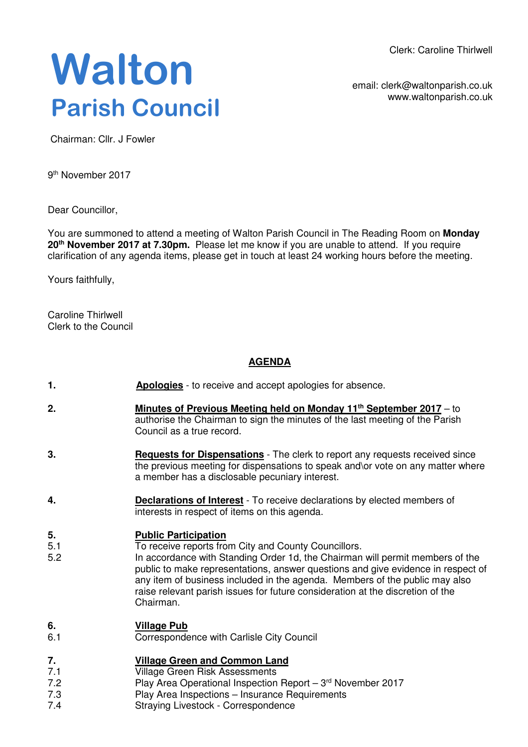# Walton
## Parish Council

Clerk: Caroline Thirlwell

email: clerk@waltonparish.co.uk
www.waltonparish.co.uk

Chairman: Cllr. J Fowler

9th November 2017

Dear Councillor,

You are summoned to attend a meeting of Walton Parish Council in The Reading Room on **Monday 20th November 2017 at 7.30pm.** Please let me know if you are unable to attend. If you require clarification of any agenda items, please get in touch at least 24 working hours before the meeting.

Yours faithfully,

Caroline Thirlwell
Clerk to the Council

## AGENDA

**1.** **Apologies** - to receive and accept apologies for absence.

**2.** **Minutes of Previous Meeting held on Monday 11th September 2017** – to authorise the Chairman to sign the minutes of the last meeting of the Parish Council as a true record.

**3.** **Requests for Dispensations** - The clerk to report any requests received since the previous meeting for dispensations to speak and\or vote on any matter where a member has a disclosable pecuniary interest.

**4.** **Declarations of Interest** - To receive declarations by elected members of interests in respect of items on this agenda.

**5.** **Public Participation**
5.1 To receive reports from City and County Councillors.
5.2 In accordance with Standing Order 1d, the Chairman will permit members of the public to make representations, answer questions and give evidence in respect of any item of business included in the agenda. Members of the public may also raise relevant parish issues for future consideration at the discretion of the Chairman.

**6.** **Village Pub**
6.1 Correspondence with Carlisle City Council

**7.** **Village Green and Common Land**
7.1 Village Green Risk Assessments
7.2 Play Area Operational Inspection Report – 3rd November 2017
7.3 Play Area Inspections – Insurance Requirements
7.4 Straying Livestock - Correspondence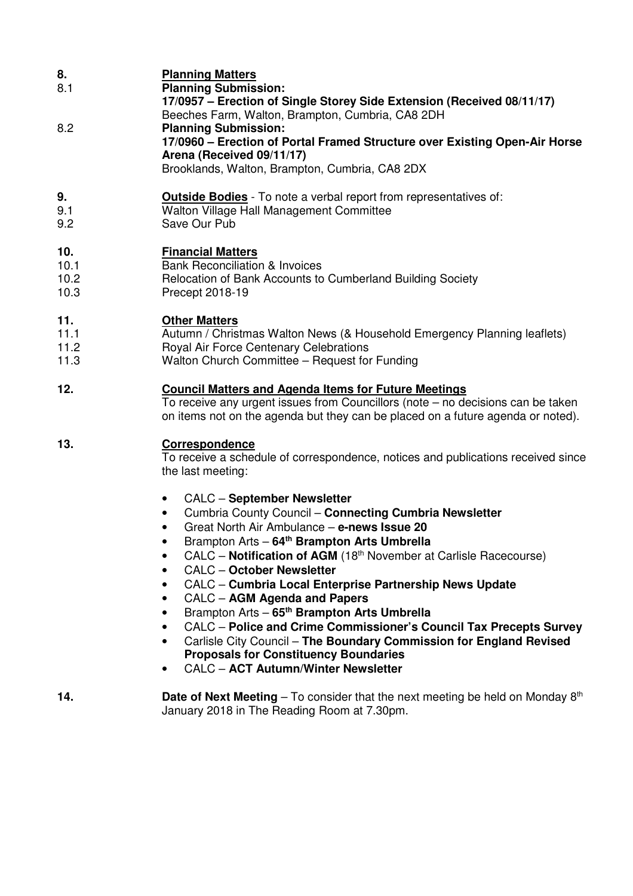**8.** **<u>Planning Matters</u>**

8.1 **Planning Submission:**
**17/0957 – Erection of Single Storey Side Extension (Received 08/11/17)**
Beeches Farm, Walton, Brampton, Cumbria, CA8 2DH

8.2 **Planning Submission:**
**17/0960 – Erection of Portal Framed Structure over Existing Open-Air Horse Arena (Received 09/11/17)**
Brooklands, Walton, Brampton, Cumbria, CA8 2DX

**9.** **<u>Outside Bodies</u>** - To note a verbal report from representatives of:

9.1 Walton Village Hall Management Committee

9.2 Save Our Pub

**10.** **<u>Financial Matters</u>**

10.1 Bank Reconciliation & Invoices

10.2 Relocation of Bank Accounts to Cumberland Building Society

10.3 Precept 2018-19

**11.** **<u>Other Matters</u>**

11.1 Autumn / Christmas Walton News (& Household Emergency Planning leaflets)

11.2 Royal Air Force Centenary Celebrations

11.3 Walton Church Committee – Request for Funding

**12.** **<u>Council Matters and Agenda Items for Future Meetings</u>**

To receive any urgent issues from Councillors (note – no decisions can be taken on items not on the agenda but they can be placed on a future agenda or noted).

**13.** **<u>Correspondence</u>**

To receive a schedule of correspondence, notices and publications received since the last meeting:

- CALC – **September Newsletter**
- Cumbria County Council – **Connecting Cumbria Newsletter**
- Great North Air Ambulance – **e-news Issue 20**
- Brampton Arts – **64th Brampton Arts Umbrella**
- CALC – **Notification of AGM** (18th November at Carlisle Racecourse)
- CALC – **October Newsletter**
- CALC – **Cumbria Local Enterprise Partnership News Update**
- CALC – **AGM Agenda and Papers**
- Brampton Arts – **65th Brampton Arts Umbrella**
- CALC – **Police and Crime Commissioner's Council Tax Precepts Survey**
- Carlisle City Council – **The Boundary Commission for England Revised Proposals for Constituency Boundaries**
- CALC – **ACT Autumn/Winter Newsletter**

**14.** **Date of Next Meeting** – To consider that the next meeting be held on Monday 8th January 2018 in The Reading Room at 7.30pm.